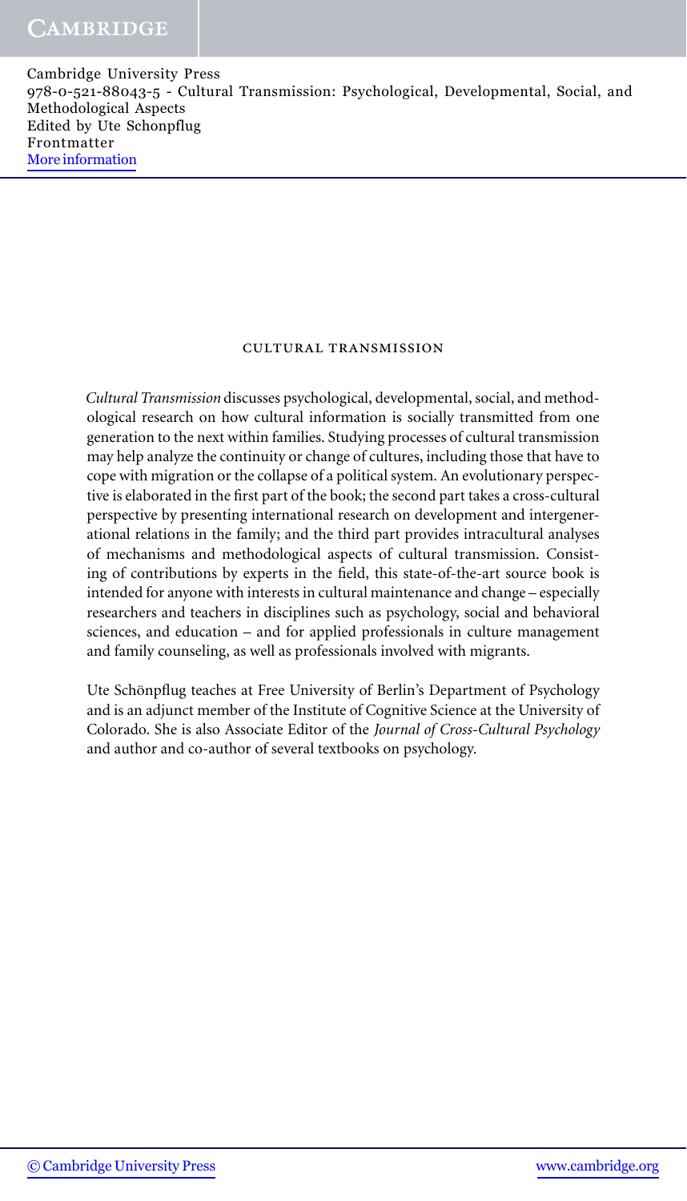# CULTURAL TRANSMISSION

*Cultural Transmission* discusses psychological, developmental, social, and methodological research on how cultural information is socially transmitted from one generation to the next within families. Studying processes of cultural transmission may help analyze the continuity or change of cultures, including those that have to cope with migration or the collapse of a political system. An evolutionary perspective is elaborated in the first part of the book; the second part takes a cross-cultural perspective by presenting international research on development and intergenerational relations in the family; and the third part provides intracultural analyses of mechanisms and methodological aspects of cultural transmission. Consisting of contributions by experts in the field, this state-of-the-art source book is intended for anyone with interests in cultural maintenance and change – especially researchers and teachers in disciplines such as psychology, social and behavioral sciences, and education – and for applied professionals in culture management and family counseling, as well as professionals involved with migrants.

Ute Schönpflug teaches at Free University of Berlin's Department of Psychology and is an adjunct member of the Institute of Cognitive Science at the University of Colorado. She is also Associate Editor of the *Journal of Cross-Cultural Psychology* and author and co-author of several textbooks on psychology.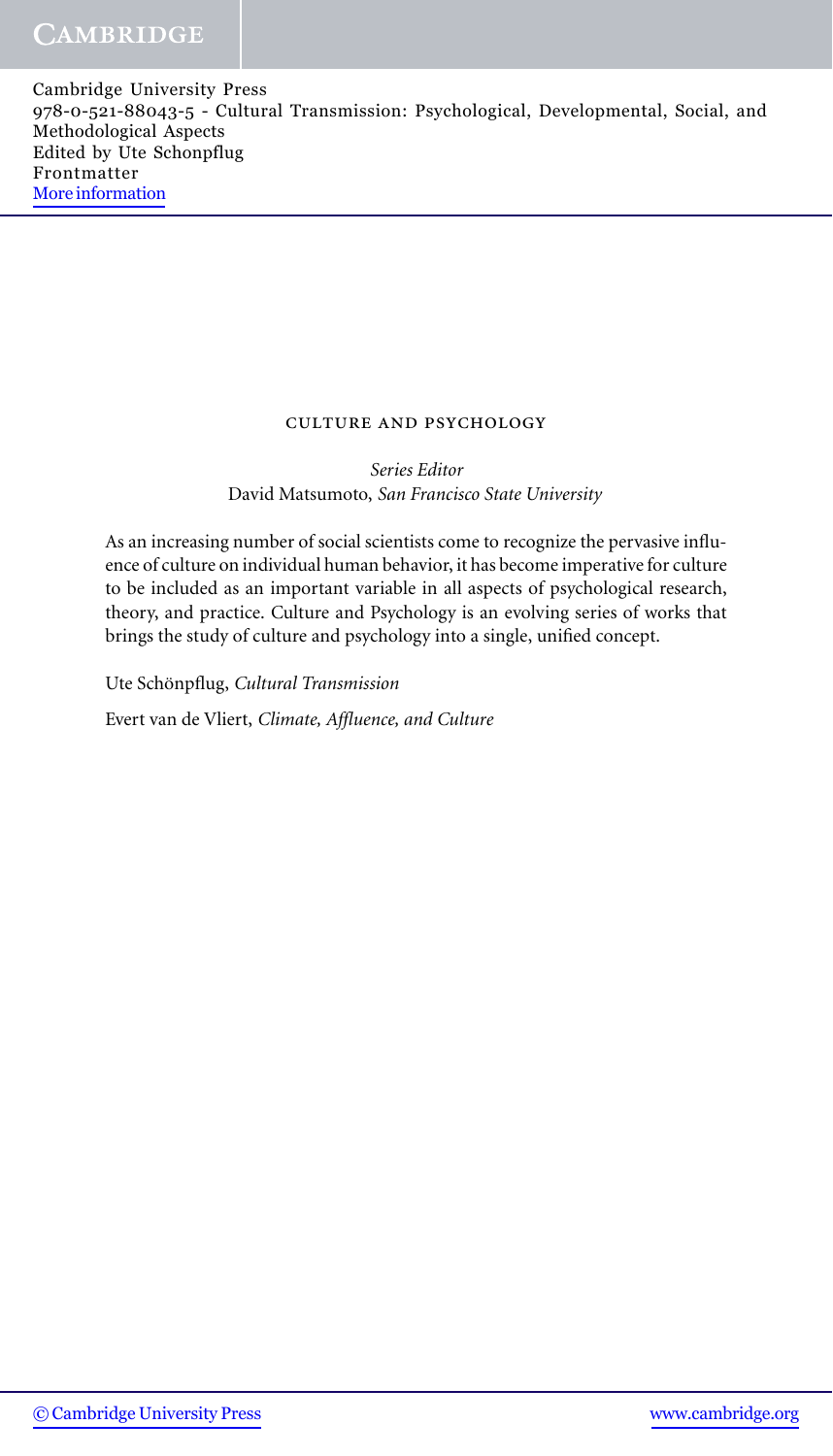## CULTURE AND PSYCHOLOGY

*Series Editor*
David Matsumoto, *San Francisco State University*

As an increasing number of social scientists come to recognize the pervasive influence of culture on individual human behavior, it has become imperative for culture to be included as an important variable in all aspects of psychological research, theory, and practice. Culture and Psychology is an evolving series of works that brings the study of culture and psychology into a single, unified concept.

Ute Schönpflug, *Cultural Transmission*

Evert van de Vliert, *Climate, Affluence, and Culture*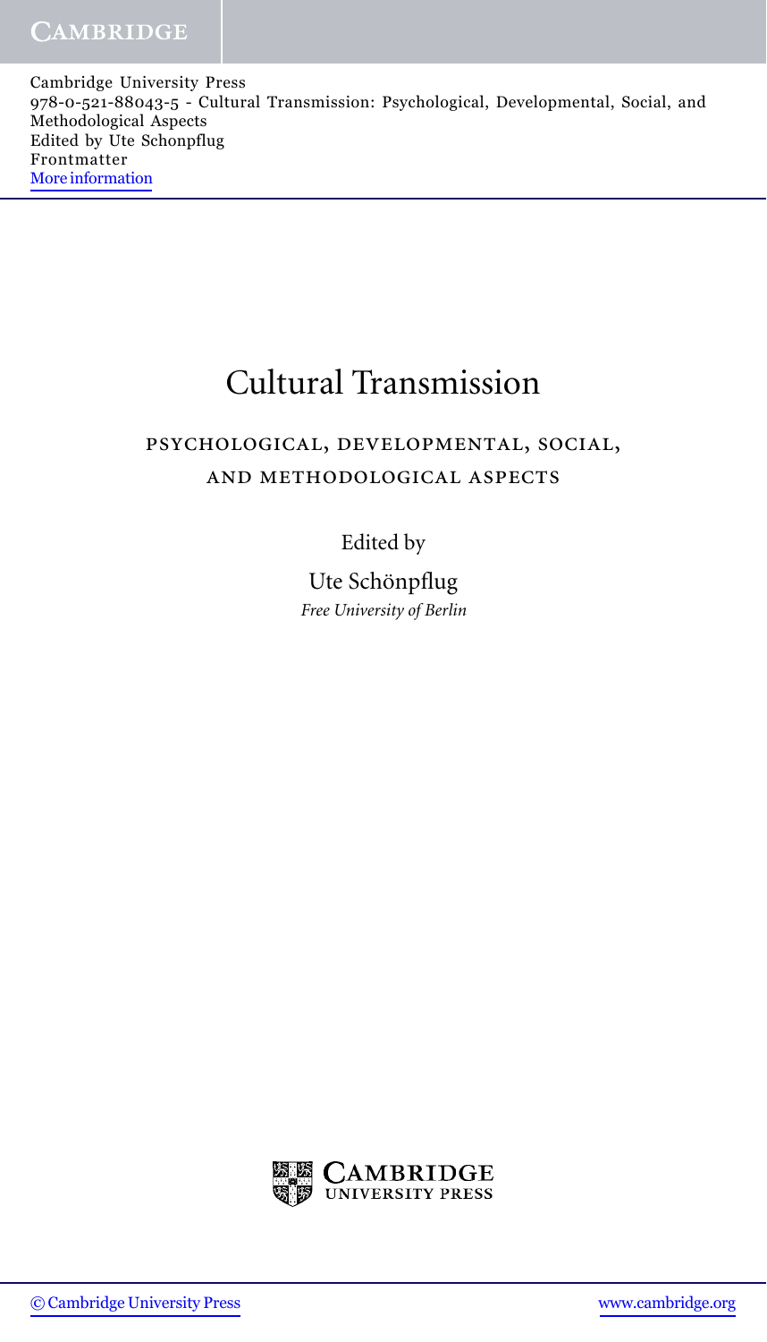# Cultural Transmission

## PSYCHOLOGICAL, DEVELOPMENTAL, SOCIAL, AND METHODOLOGICAL ASPECTS

Edited by

Ute Schönpflug

*Free University of Berlin*

CAMBRIDGE UNIVERSITY PRESS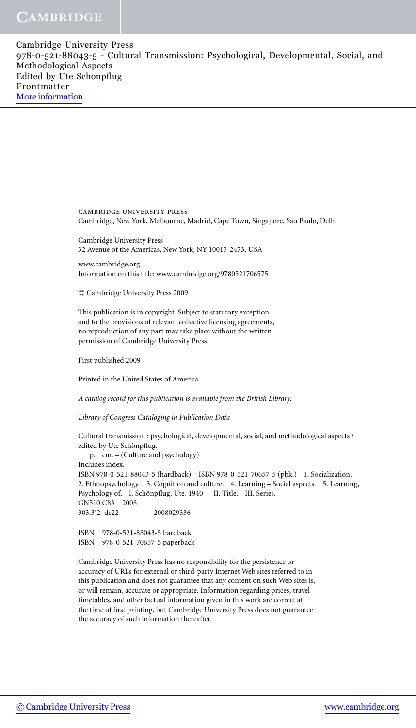CAMBRIDGE UNIVERSITY PRESS
Cambridge, New York, Melbourne, Madrid, Cape Town, Singapore, São Paulo, Delhi

Cambridge University Press
32 Avenue of the Americas, New York, NY 10013-2473, USA

www.cambridge.org
Information on this title: www.cambridge.org/9780521706575

© Cambridge University Press 2009

This publication is in copyright. Subject to statutory exception
and to the provisions of relevant collective licensing agreements,
no reproduction of any part may take place without the written
permission of Cambridge University Press.

First published 2009

Printed in the United States of America

*A catalog record for this publication is available from the British Library.*

*Library of Congress Cataloging in Publication Data*

Cultural transmission : psychological, developmental, social, and methodological aspects /
edited by Ute Schönpflug.
p. cm. – (Culture and psychology)
Includes index.
ISBN 978-0-521-88043-5 (hardback) – ISBN 978-0-521-70657-5 (pbk.) 1. Socialization.
2. Ethnopsychology. 3. Cognition and culture. 4. Learning – Social aspects. 5. Learning,
Psychology of. I. Schönpflug, Ute, 1940– II. Title. III. Series.
GN510.C83 2008
303.3′2–dc22 2008029336

ISBN 978-0-521-88043-5 hardback
ISBN 978-0-521-70657-5 paperback

Cambridge University Press has no responsibility for the persistence or
accuracy of URLs for external or third-party Internet Web sites referred to in
this publication and does not guarantee that any content on such Web sites is,
or will remain, accurate or appropriate. Information regarding prices, travel
timetables, and other factual information given in this work are correct at
the time of first printing, but Cambridge University Press does not guarantee
the accuracy of such information thereafter.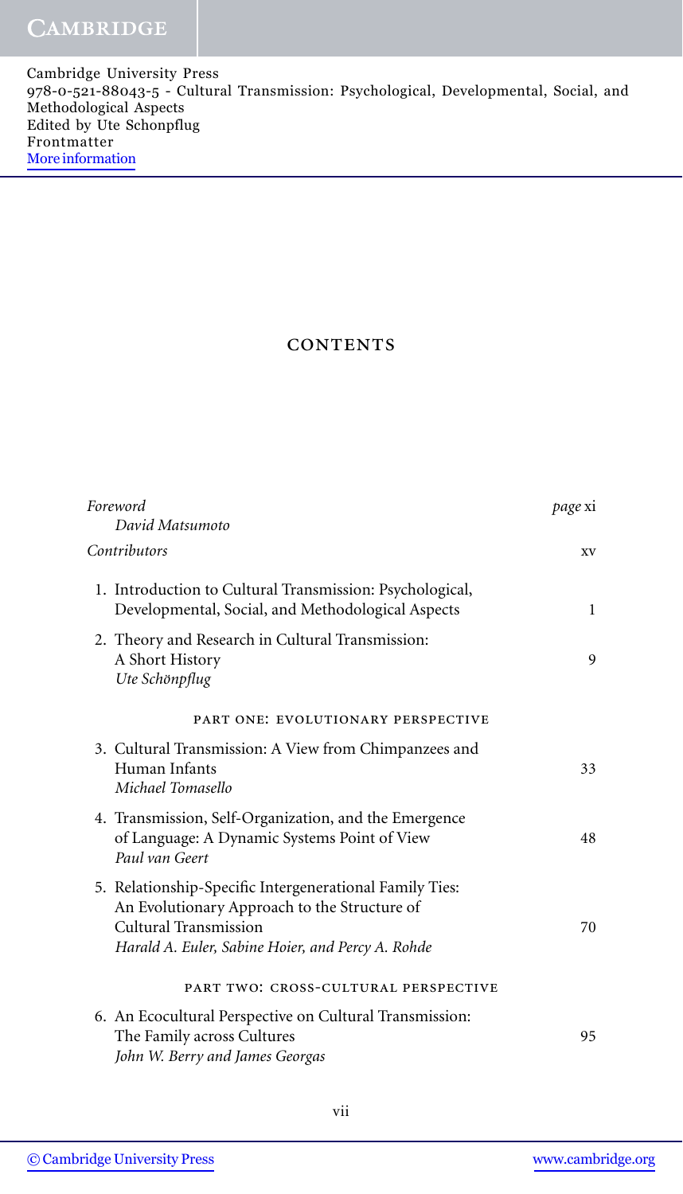# CONTENTS

| | |
|---|---|
| *Foreword* | *page* xi |
| *David Matsumoto* | |
| *Contributors* | xv |
| 1. Introduction to Cultural Transmission: Psychological, Developmental, Social, and Methodological Aspects | 1 |
| 2. Theory and Research in Cultural Transmission: A Short History *Ute Schönpflug* | 9 |

## PART ONE: EVOLUTIONARY PERSPECTIVE

| | |
|---|---|
| 3. Cultural Transmission: A View from Chimpanzees and Human Infants *Michael Tomasello* | 33 |
| 4. Transmission, Self-Organization, and the Emergence of Language: A Dynamic Systems Point of View *Paul van Geert* | 48 |
| 5. Relationship-Specific Intergenerational Family Ties: An Evolutionary Approach to the Structure of Cultural Transmission *Harald A. Euler, Sabine Hoier, and Percy A. Rohde* | 70 |

## PART TWO: CROSS-CULTURAL PERSPECTIVE

| | |
|---|---|
| 6. An Ecocultural Perspective on Cultural Transmission: The Family across Cultures *John W. Berry and James Georgas* | 95 |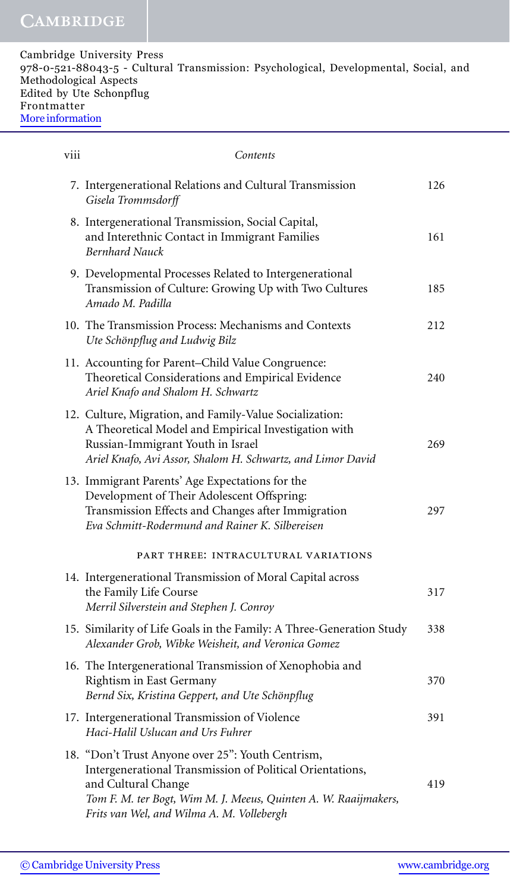7. Intergenerational Relations and Cultural Transmission — 126
   *Gisela Trommsdorff*

8. Intergenerational Transmission, Social Capital, and Interethnic Contact in Immigrant Families — 161
   *Bernhard Nauck*

9. Developmental Processes Related to Intergenerational Transmission of Culture: Growing Up with Two Cultures — 185
   *Amado M. Padilla*

10. The Transmission Process: Mechanisms and Contexts — 212
    *Ute Schönpflug and Ludwig Bilz*

11. Accounting for Parent–Child Value Congruence: Theoretical Considerations and Empirical Evidence — 240
    *Ariel Knafo and Shalom H. Schwartz*

12. Culture, Migration, and Family-Value Socialization: A Theoretical Model and Empirical Investigation with Russian-Immigrant Youth in Israel — 269
    *Ariel Knafo, Avi Assor, Shalom H. Schwartz, and Limor David*

13. Immigrant Parents' Age Expectations for the Development of Their Adolescent Offspring: Transmission Effects and Changes after Immigration — 297
    *Eva Schmitt-Rodermund and Rainer K. Silbereisen*

## PART THREE: INTRACULTURAL VARIATIONS

14. Intergenerational Transmission of Moral Capital across the Family Life Course — 317
    *Merril Silverstein and Stephen J. Conroy*

15. Similarity of Life Goals in the Family: A Three-Generation Study — 338
    *Alexander Grob, Wibke Weisheit, and Veronica Gomez*

16. The Intergenerational Transmission of Xenophobia and Rightism in East Germany — 370
    *Bernd Six, Kristina Geppert, and Ute Schönpflug*

17. Intergenerational Transmission of Violence — 391
    *Haci-Halil Uslucan and Urs Fuhrer*

18. "Don't Trust Anyone over 25": Youth Centrism, Intergenerational Transmission of Political Orientations, and Cultural Change — 419
    *Tom F. M. ter Bogt, Wim M. J. Meeus, Quinten A. W. Raaijmakers, Frits van Wel, and Wilma A. M. Vollebergh*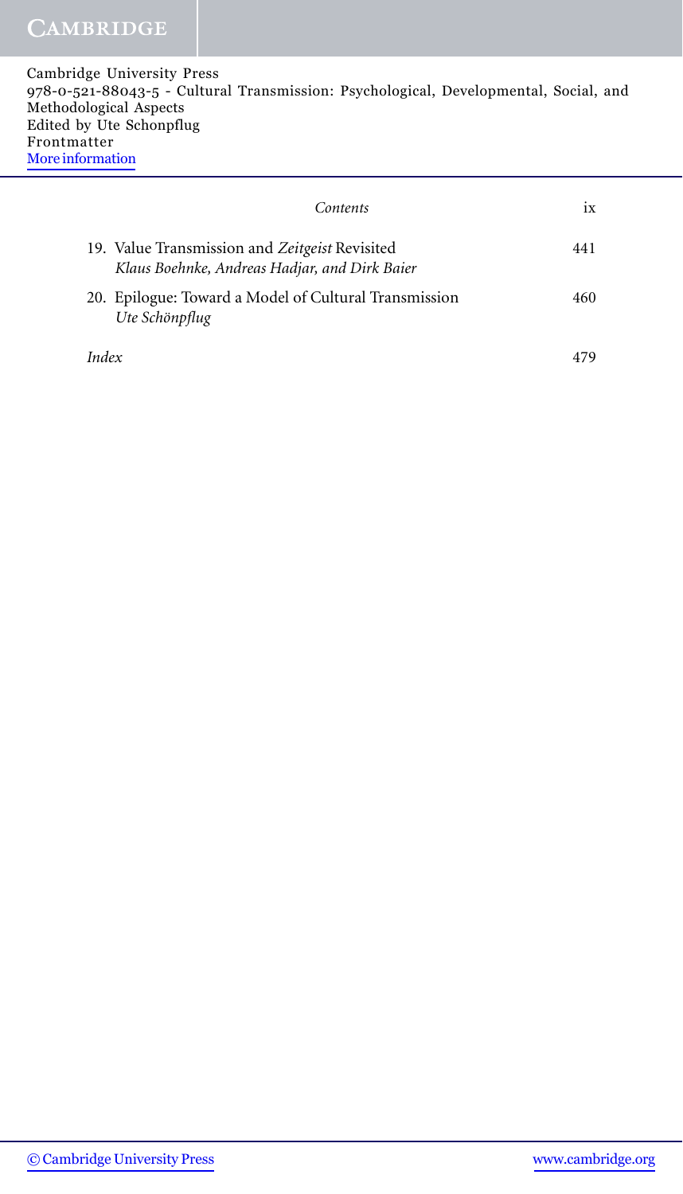19. Value Transmission and *Zeitgeist* Revisited 441
    *Klaus Boehnke, Andreas Hadjar, and Dirk Baier*

20. Epilogue: Toward a Model of Cultural Transmission 460
    *Ute Schönpflug*

*Index* 479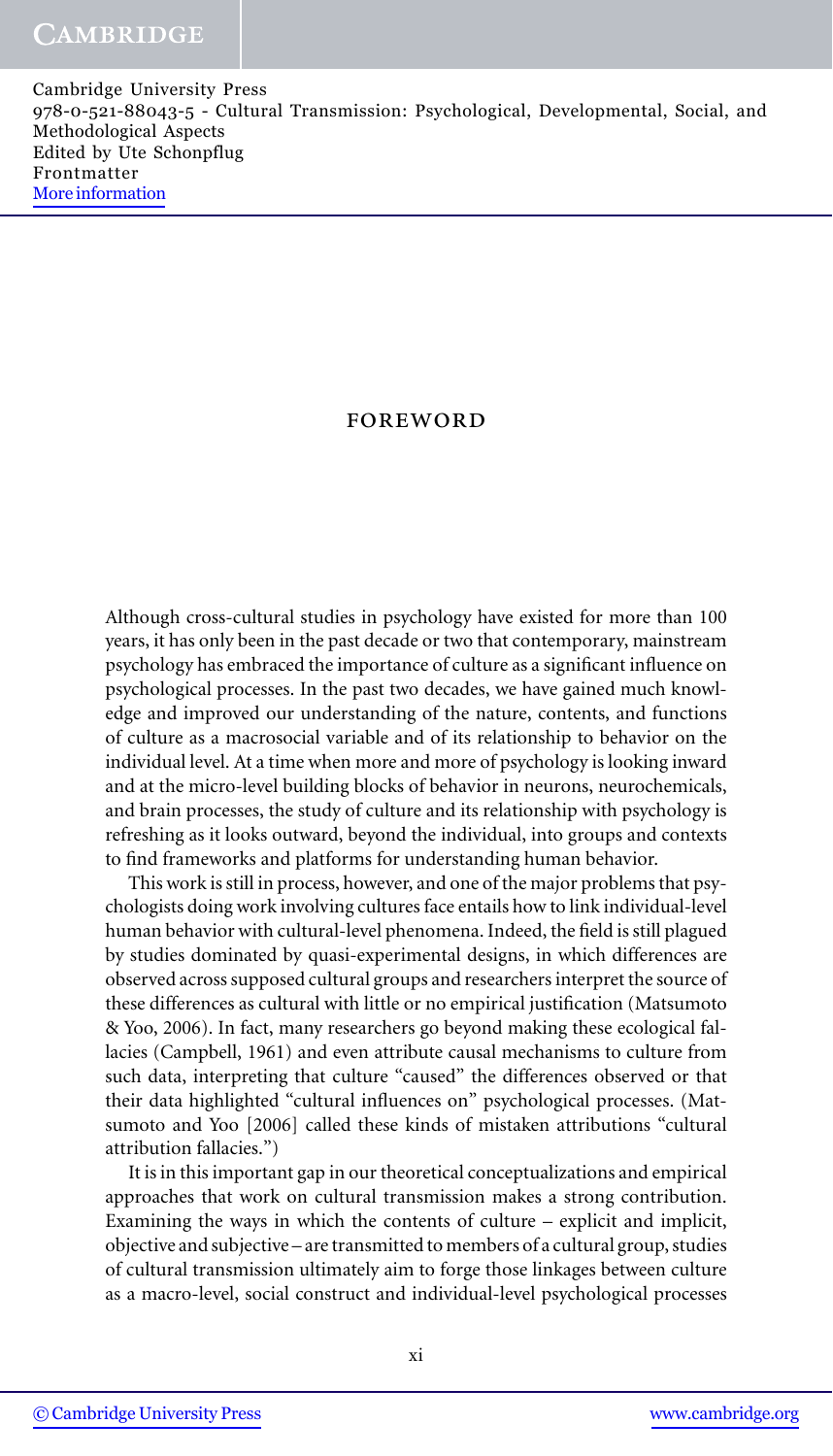# FOREWORD

Although cross-cultural studies in psychology have existed for more than 100 years, it has only been in the past decade or two that contemporary, mainstream psychology has embraced the importance of culture as a significant influence on psychological processes. In the past two decades, we have gained much knowledge and improved our understanding of the nature, contents, and functions of culture as a macrosocial variable and of its relationship to behavior on the individual level. At a time when more and more of psychology is looking inward and at the micro-level building blocks of behavior in neurons, neurochemicals, and brain processes, the study of culture and its relationship with psychology is refreshing as it looks outward, beyond the individual, into groups and contexts to find frameworks and platforms for understanding human behavior.

This work is still in process, however, and one of the major problems that psychologists doing work involving cultures face entails how to link individual-level human behavior with cultural-level phenomena. Indeed, the field is still plagued by studies dominated by quasi-experimental designs, in which differences are observed across supposed cultural groups and researchers interpret the source of these differences as cultural with little or no empirical justification (Matsumoto & Yoo, 2006). In fact, many researchers go beyond making these ecological fallacies (Campbell, 1961) and even attribute causal mechanisms to culture from such data, interpreting that culture "caused" the differences observed or that their data highlighted "cultural influences on" psychological processes. (Matsumoto and Yoo [2006] called these kinds of mistaken attributions "cultural attribution fallacies.")

It is in this important gap in our theoretical conceptualizations and empirical approaches that work on cultural transmission makes a strong contribution. Examining the ways in which the contents of culture – explicit and implicit, objective and subjective – are transmitted to members of a cultural group, studies of cultural transmission ultimately aim to forge those linkages between culture as a macro-level, social construct and individual-level psychological processes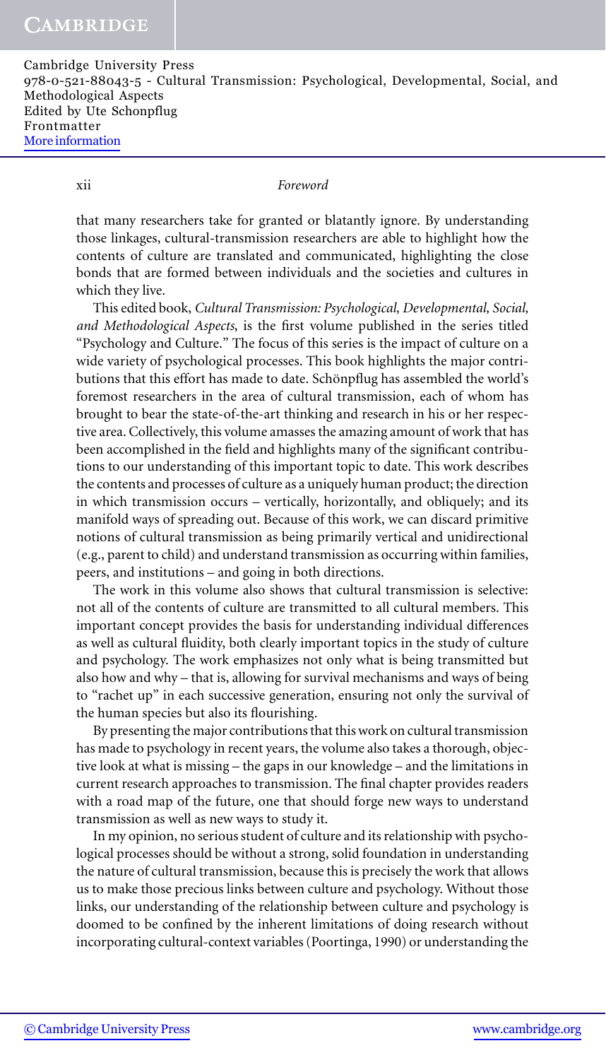that many researchers take for granted or blatantly ignore. By understanding those linkages, cultural-transmission researchers are able to highlight how the contents of culture are translated and communicated, highlighting the close bonds that are formed between individuals and the societies and cultures in which they live.

This edited book, *Cultural Transmission: Psychological, Developmental, Social, and Methodological Aspects*, is the first volume published in the series titled "Psychology and Culture." The focus of this series is the impact of culture on a wide variety of psychological processes. This book highlights the major contributions that this effort has made to date. Schönpflug has assembled the world's foremost researchers in the area of cultural transmission, each of whom has brought to bear the state-of-the-art thinking and research in his or her respective area. Collectively, this volume amasses the amazing amount of work that has been accomplished in the field and highlights many of the significant contributions to our understanding of this important topic to date. This work describes the contents and processes of culture as a uniquely human product; the direction in which transmission occurs – vertically, horizontally, and obliquely; and its manifold ways of spreading out. Because of this work, we can discard primitive notions of cultural transmission as being primarily vertical and unidirectional (e.g., parent to child) and understand transmission as occurring within families, peers, and institutions – and going in both directions.

The work in this volume also shows that cultural transmission is selective: not all of the contents of culture are transmitted to all cultural members. This important concept provides the basis for understanding individual differences as well as cultural fluidity, both clearly important topics in the study of culture and psychology. The work emphasizes not only what is being transmitted but also how and why – that is, allowing for survival mechanisms and ways of being to "rachet up" in each successive generation, ensuring not only the survival of the human species but also its flourishing.

By presenting the major contributions that this work on cultural transmission has made to psychology in recent years, the volume also takes a thorough, objective look at what is missing – the gaps in our knowledge – and the limitations in current research approaches to transmission. The final chapter provides readers with a road map of the future, one that should forge new ways to understand transmission as well as new ways to study it.

In my opinion, no serious student of culture and its relationship with psychological processes should be without a strong, solid foundation in understanding the nature of cultural transmission, because this is precisely the work that allows us to make those precious links between culture and psychology. Without those links, our understanding of the relationship between culture and psychology is doomed to be confined by the inherent limitations of doing research without incorporating cultural-context variables (Poortinga, 1990) or understanding the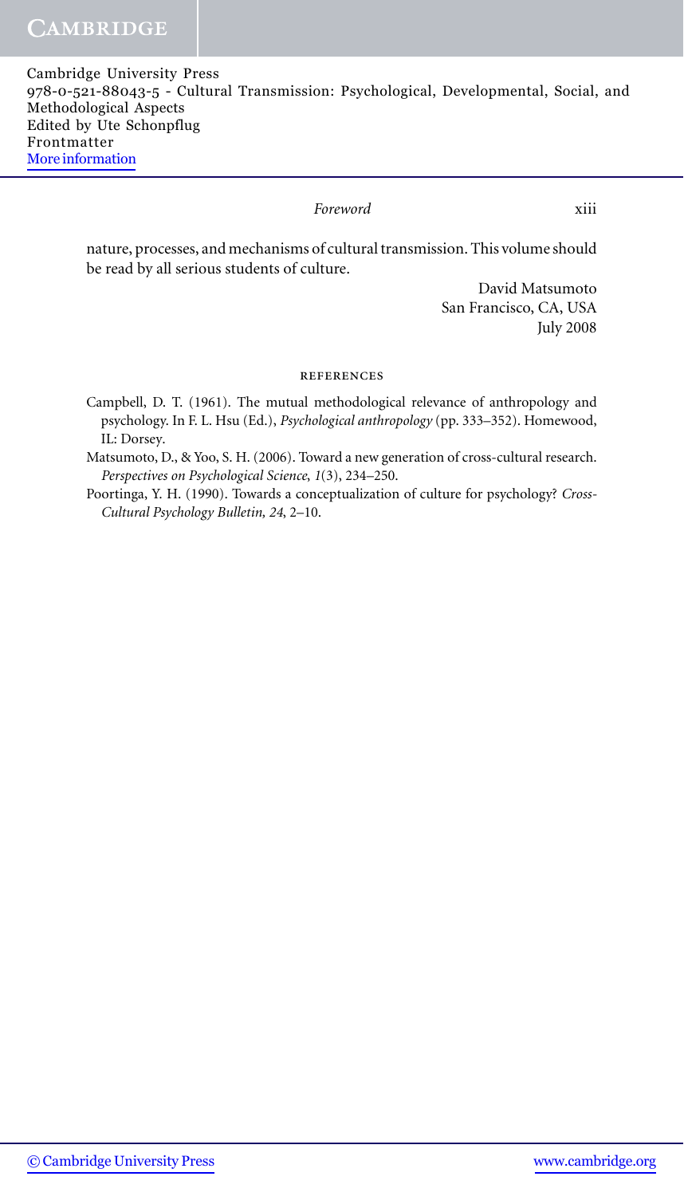nature, processes, and mechanisms of cultural transmission. This volume should be read by all serious students of culture.

David Matsumoto
San Francisco, CA, USA
July 2008

## REFERENCES

Campbell, D. T. (1961). The mutual methodological relevance of anthropology and psychology. In F. L. Hsu (Ed.), *Psychological anthropology* (pp. 333–352). Homewood, IL: Dorsey.

Matsumoto, D., & Yoo, S. H. (2006). Toward a new generation of cross-cultural research. *Perspectives on Psychological Science*, *1*(3), 234–250.

Poortinga, Y. H. (1990). Towards a conceptualization of culture for psychology? *Cross-Cultural Psychology Bulletin, 24*, 2–10.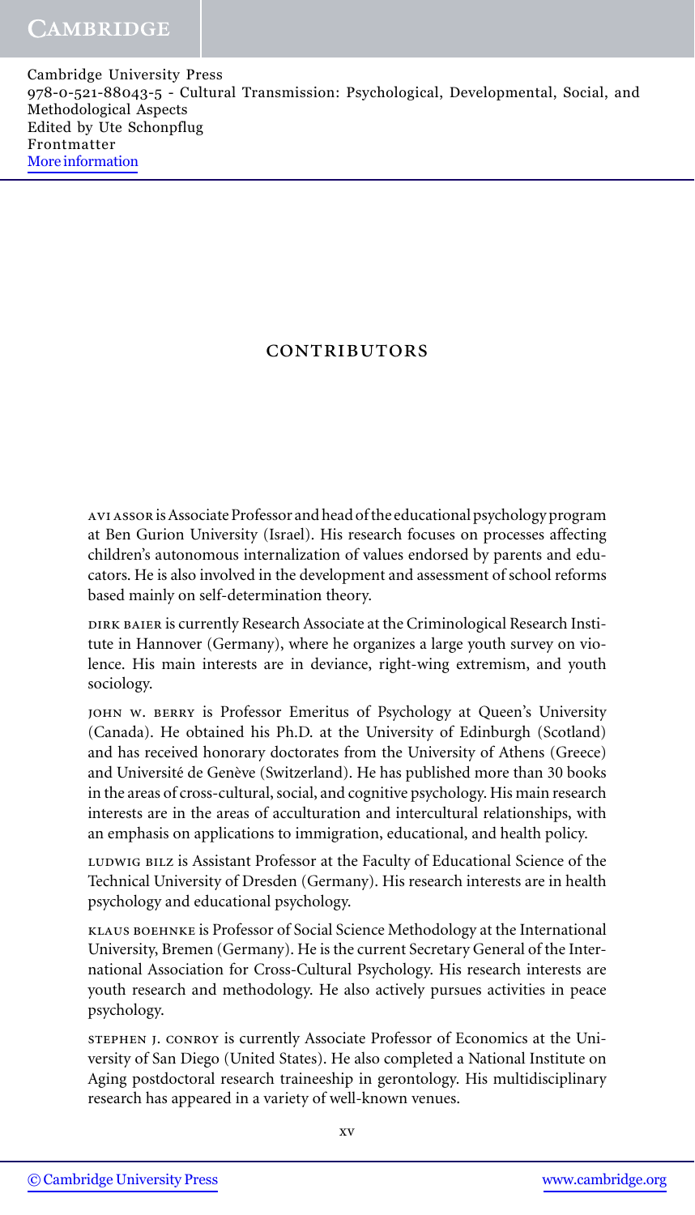## CONTRIBUTORS

AVI ASSOR is Associate Professor and head of the educational psychology program at Ben Gurion University (Israel). His research focuses on processes affecting children's autonomous internalization of values endorsed by parents and educators. He is also involved in the development and assessment of school reforms based mainly on self-determination theory.

DIRK BAIER is currently Research Associate at the Criminological Research Institute in Hannover (Germany), where he organizes a large youth survey on violence. His main interests are in deviance, right-wing extremism, and youth sociology.

JOHN W. BERRY is Professor Emeritus of Psychology at Queen's University (Canada). He obtained his Ph.D. at the University of Edinburgh (Scotland) and has received honorary doctorates from the University of Athens (Greece) and Université de Genève (Switzerland). He has published more than 30 books in the areas of cross-cultural, social, and cognitive psychology. His main research interests are in the areas of acculturation and intercultural relationships, with an emphasis on applications to immigration, educational, and health policy.

LUDWIG BILZ is Assistant Professor at the Faculty of Educational Science of the Technical University of Dresden (Germany). His research interests are in health psychology and educational psychology.

KLAUS BOEHNKE is Professor of Social Science Methodology at the International University, Bremen (Germany). He is the current Secretary General of the International Association for Cross-Cultural Psychology. His research interests are youth research and methodology. He also actively pursues activities in peace psychology.

STEPHEN J. CONROY is currently Associate Professor of Economics at the University of San Diego (United States). He also completed a National Institute on Aging postdoctoral research traineeship in gerontology. His multidisciplinary research has appeared in a variety of well-known venues.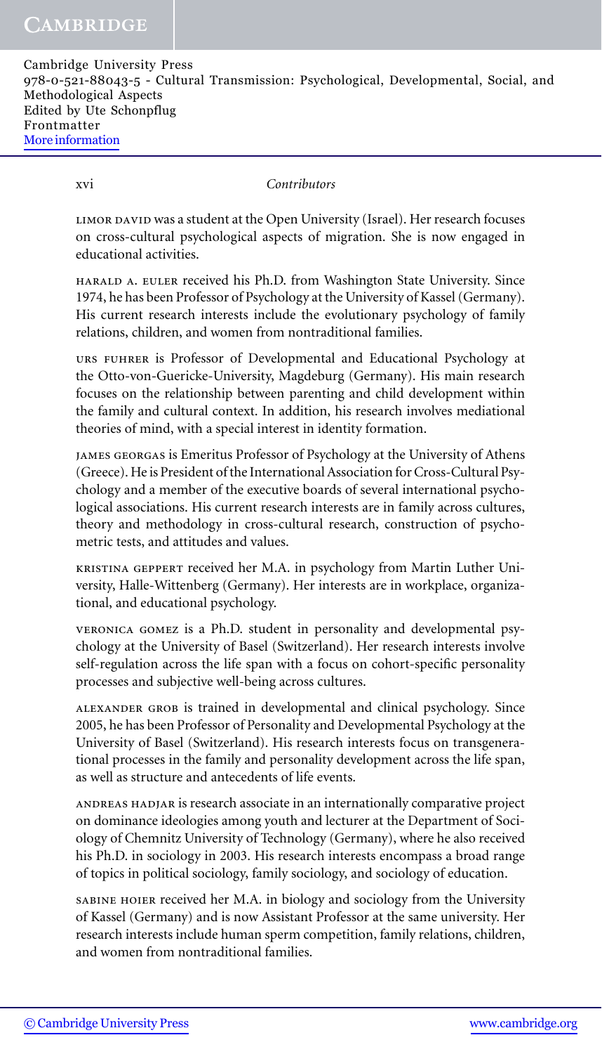LIMOR DAVID was a student at the Open University (Israel). Her research focuses on cross-cultural psychological aspects of migration. She is now engaged in educational activities.

HARALD A. EULER received his Ph.D. from Washington State University. Since 1974, he has been Professor of Psychology at the University of Kassel (Germany). His current research interests include the evolutionary psychology of family relations, children, and women from nontraditional families.

URS FUHRER is Professor of Developmental and Educational Psychology at the Otto-von-Guericke-University, Magdeburg (Germany). His main research focuses on the relationship between parenting and child development within the family and cultural context. In addition, his research involves mediational theories of mind, with a special interest in identity formation.

JAMES GEORGAS is Emeritus Professor of Psychology at the University of Athens (Greece). He is President of the International Association for Cross-Cultural Psychology and a member of the executive boards of several international psychological associations. His current research interests are in family across cultures, theory and methodology in cross-cultural research, construction of psychometric tests, and attitudes and values.

KRISTINA GEPPERT received her M.A. in psychology from Martin Luther University, Halle-Wittenberg (Germany). Her interests are in workplace, organizational, and educational psychology.

VERONICA GOMEZ is a Ph.D. student in personality and developmental psychology at the University of Basel (Switzerland). Her research interests involve self-regulation across the life span with a focus on cohort-specific personality processes and subjective well-being across cultures.

ALEXANDER GROB is trained in developmental and clinical psychology. Since 2005, he has been Professor of Personality and Developmental Psychology at the University of Basel (Switzerland). His research interests focus on transgenerational processes in the family and personality development across the life span, as well as structure and antecedents of life events.

ANDREAS HADJAR is research associate in an internationally comparative project on dominance ideologies among youth and lecturer at the Department of Sociology of Chemnitz University of Technology (Germany), where he also received his Ph.D. in sociology in 2003. His research interests encompass a broad range of topics in political sociology, family sociology, and sociology of education.

SABINE HOIER received her M.A. in biology and sociology from the University of Kassel (Germany) and is now Assistant Professor at the same university. Her research interests include human sperm competition, family relations, children, and women from nontraditional families.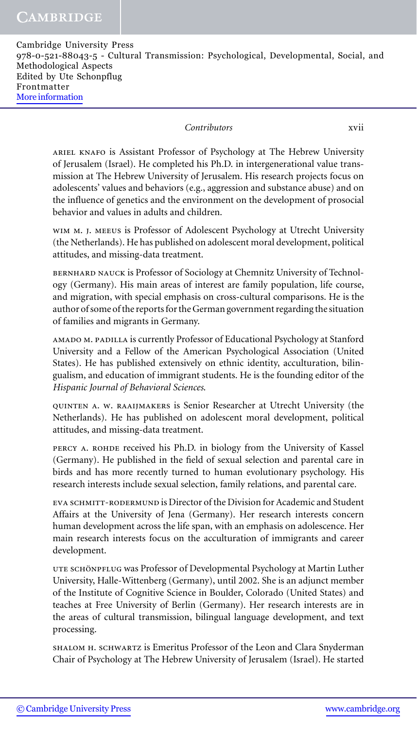ARIEL KNAFO is Assistant Professor of Psychology at The Hebrew University of Jerusalem (Israel). He completed his Ph.D. in intergenerational value transmission at The Hebrew University of Jerusalem. His research projects focus on adolescents' values and behaviors (e.g., aggression and substance abuse) and on the influence of genetics and the environment on the development of prosocial behavior and values in adults and children.

WIM M. J. MEEUS is Professor of Adolescent Psychology at Utrecht University (the Netherlands). He has published on adolescent moral development, political attitudes, and missing-data treatment.

BERNHARD NAUCK is Professor of Sociology at Chemnitz University of Technology (Germany). His main areas of interest are family population, life course, and migration, with special emphasis on cross-cultural comparisons. He is the author of some of the reports for the German government regarding the situation of families and migrants in Germany.

AMADO M. PADILLA is currently Professor of Educational Psychology at Stanford University and a Fellow of the American Psychological Association (United States). He has published extensively on ethnic identity, acculturation, bilingualism, and education of immigrant students. He is the founding editor of the *Hispanic Journal of Behavioral Sciences*.

QUINTEN A. W. RAAIJMAKERS is Senior Researcher at Utrecht University (the Netherlands). He has published on adolescent moral development, political attitudes, and missing-data treatment.

PERCY A. ROHDE received his Ph.D. in biology from the University of Kassel (Germany). He published in the field of sexual selection and parental care in birds and has more recently turned to human evolutionary psychology. His research interests include sexual selection, family relations, and parental care.

EVA SCHMITT-RODERMUND is Director of the Division for Academic and Student Affairs at the University of Jena (Germany). Her research interests concern human development across the life span, with an emphasis on adolescence. Her main research interests focus on the acculturation of immigrants and career development.

UTE SCHÖNPFLUG was Professor of Developmental Psychology at Martin Luther University, Halle-Wittenberg (Germany), until 2002. She is an adjunct member of the Institute of Cognitive Science in Boulder, Colorado (United States) and teaches at Free University of Berlin (Germany). Her research interests are in the areas of cultural transmission, bilingual language development, and text processing.

SHALOM H. SCHWARTZ is Emeritus Professor of the Leon and Clara Snyderman Chair of Psychology at The Hebrew University of Jerusalem (Israel). He started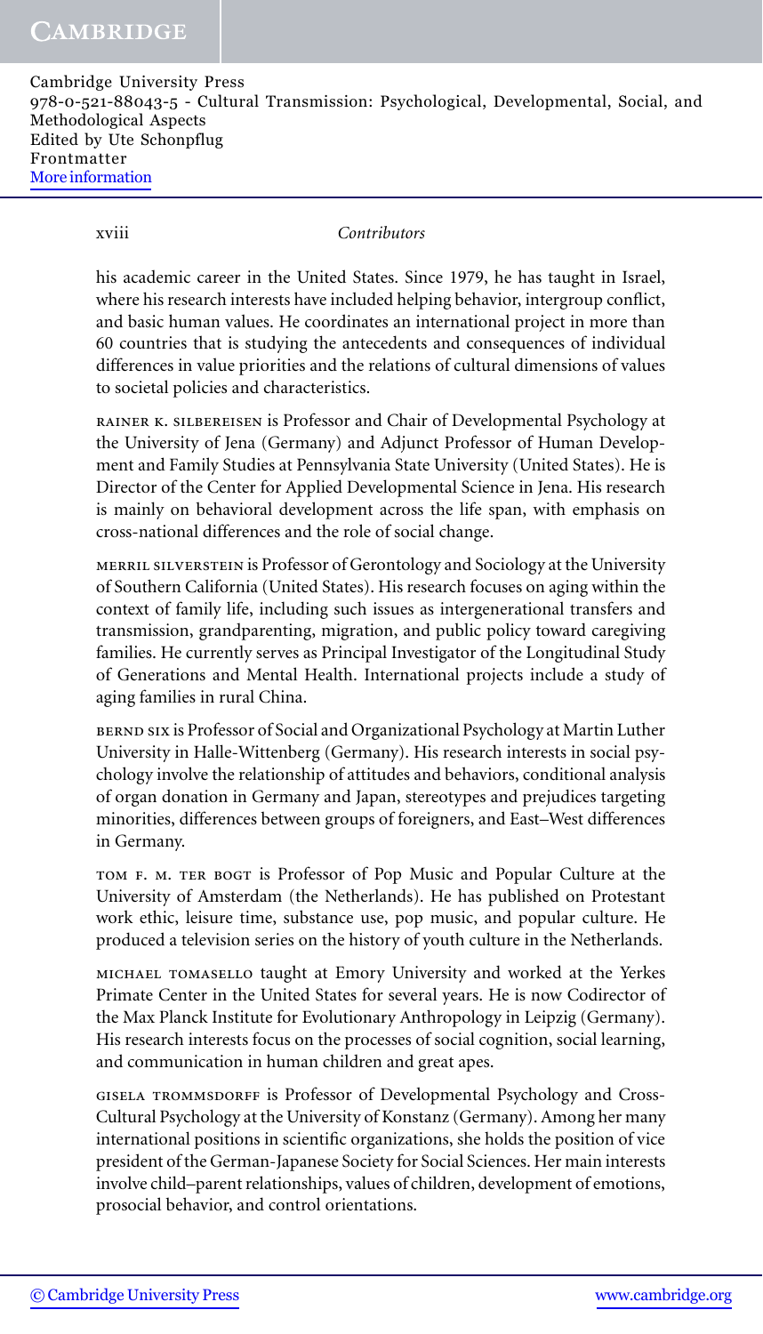his academic career in the United States. Since 1979, he has taught in Israel, where his research interests have included helping behavior, intergroup conflict, and basic human values. He coordinates an international project in more than 60 countries that is studying the antecedents and consequences of individual differences in value priorities and the relations of cultural dimensions of values to societal policies and characteristics.

RAINER K. SILBEREISEN is Professor and Chair of Developmental Psychology at the University of Jena (Germany) and Adjunct Professor of Human Development and Family Studies at Pennsylvania State University (United States). He is Director of the Center for Applied Developmental Science in Jena. His research is mainly on behavioral development across the life span, with emphasis on cross-national differences and the role of social change.

MERRIL SILVERSTEIN is Professor of Gerontology and Sociology at the University of Southern California (United States). His research focuses on aging within the context of family life, including such issues as intergenerational transfers and transmission, grandparenting, migration, and public policy toward caregiving families. He currently serves as Principal Investigator of the Longitudinal Study of Generations and Mental Health. International projects include a study of aging families in rural China.

BERND SIX is Professor of Social and Organizational Psychology at Martin Luther University in Halle-Wittenberg (Germany). His research interests in social psychology involve the relationship of attitudes and behaviors, conditional analysis of organ donation in Germany and Japan, stereotypes and prejudices targeting minorities, differences between groups of foreigners, and East–West differences in Germany.

TOM F. M. TER BOGT is Professor of Pop Music and Popular Culture at the University of Amsterdam (the Netherlands). He has published on Protestant work ethic, leisure time, substance use, pop music, and popular culture. He produced a television series on the history of youth culture in the Netherlands.

MICHAEL TOMASELLO taught at Emory University and worked at the Yerkes Primate Center in the United States for several years. He is now Codirector of the Max Planck Institute for Evolutionary Anthropology in Leipzig (Germany). His research interests focus on the processes of social cognition, social learning, and communication in human children and great apes.

GISELA TROMMSDORFF is Professor of Developmental Psychology and Cross-Cultural Psychology at the University of Konstanz (Germany). Among her many international positions in scientific organizations, she holds the position of vice president of the German-Japanese Society for Social Sciences. Her main interests involve child–parent relationships, values of children, development of emotions, prosocial behavior, and control orientations.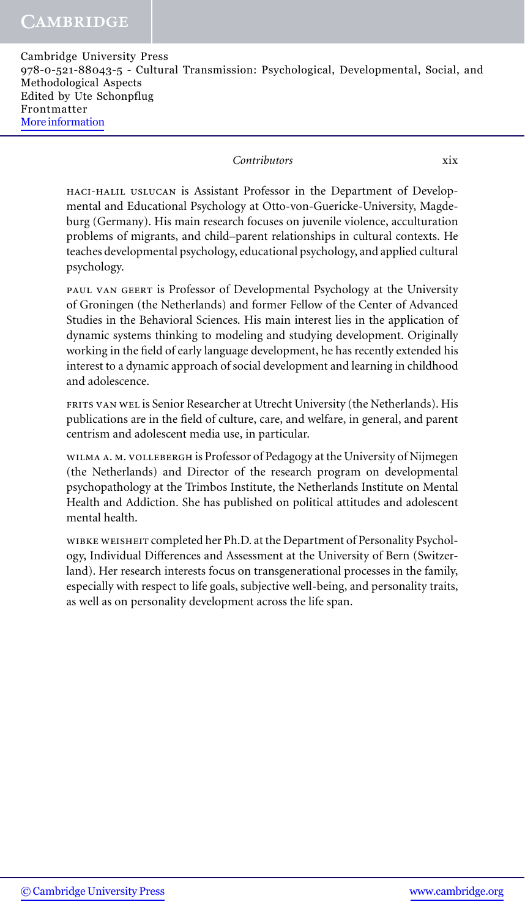HACI-HALIL USLUCAN is Assistant Professor in the Department of Developmental and Educational Psychology at Otto-von-Guericke-University, Magdeburg (Germany). His main research focuses on juvenile violence, acculturation problems of migrants, and child–parent relationships in cultural contexts. He teaches developmental psychology, educational psychology, and applied cultural psychology.

PAUL VAN GEERT is Professor of Developmental Psychology at the University of Groningen (the Netherlands) and former Fellow of the Center of Advanced Studies in the Behavioral Sciences. His main interest lies in the application of dynamic systems thinking to modeling and studying development. Originally working in the field of early language development, he has recently extended his interest to a dynamic approach of social development and learning in childhood and adolescence.

FRITS VAN WEL is Senior Researcher at Utrecht University (the Netherlands). His publications are in the field of culture, care, and welfare, in general, and parent centrism and adolescent media use, in particular.

WILMA A. M. VOLLEBERGH is Professor of Pedagogy at the University of Nijmegen (the Netherlands) and Director of the research program on developmental psychopathology at the Trimbos Institute, the Netherlands Institute on Mental Health and Addiction. She has published on political attitudes and adolescent mental health.

WIBKE WEISHEIT completed her Ph.D. at the Department of Personality Psychology, Individual Differences and Assessment at the University of Bern (Switzerland). Her research interests focus on transgenerational processes in the family, especially with respect to life goals, subjective well-being, and personality traits, as well as on personality development across the life span.